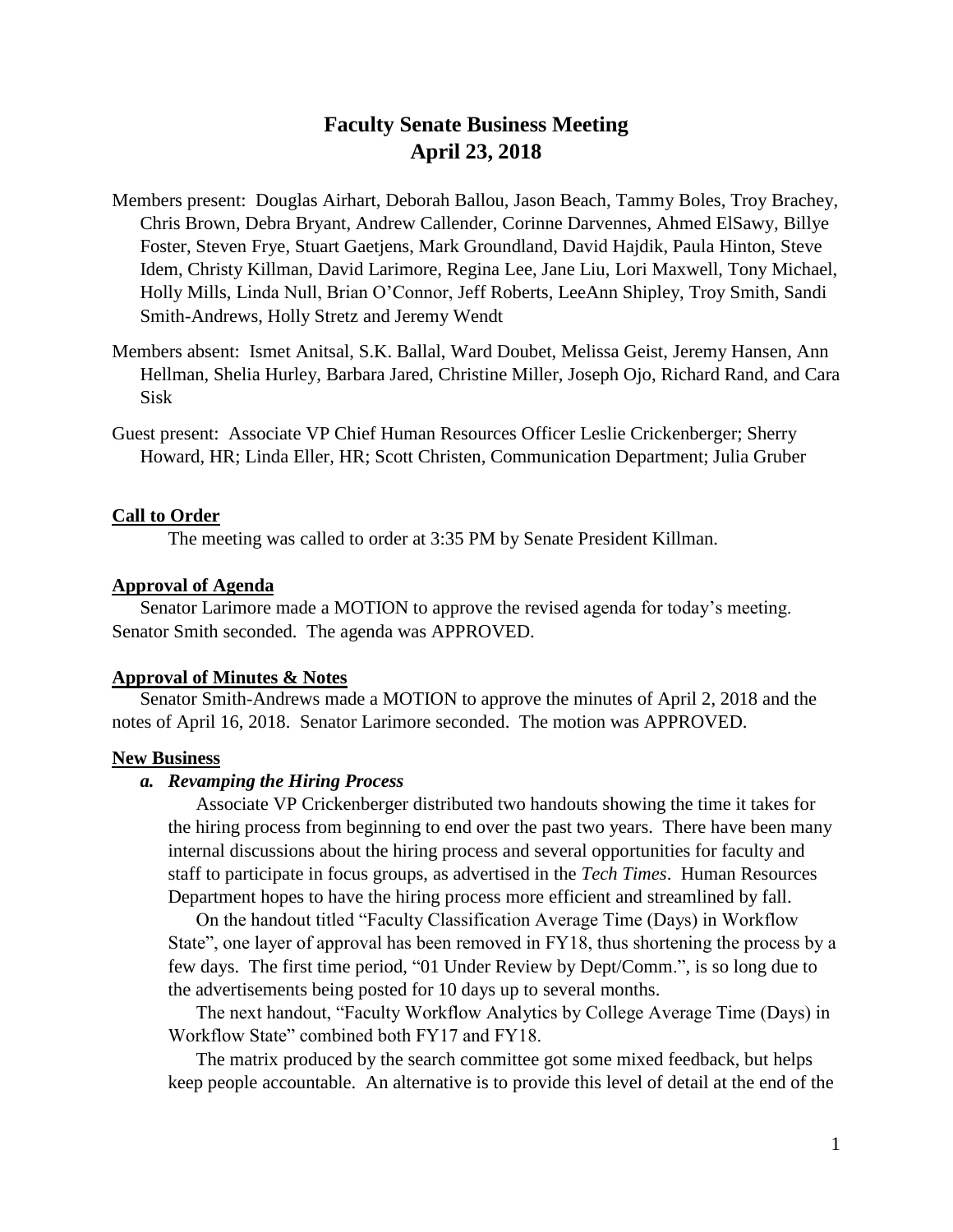# Faculty Senate Business Meeting
# April 23, 2018

Members present: Douglas Airhart, Deborah Ballou, Jason Beach, Tammy Boles, Troy Brachey, Chris Brown, Debra Bryant, Andrew Callender, Corinne Darvennes, Ahmed ElSawy, Billye Foster, Steven Frye, Stuart Gaetjens, Mark Groundland, David Hajdik, Paula Hinton, Steve Idem, Christy Killman, David Larimore, Regina Lee, Jane Liu, Lori Maxwell, Tony Michael, Holly Mills, Linda Null, Brian O'Connor, Jeff Roberts, LeeAnn Shipley, Troy Smith, Sandi Smith-Andrews, Holly Stretz and Jeremy Wendt

Members absent: Ismet Anitsal, S.K. Ballal, Ward Doubet, Melissa Geist, Jeremy Hansen, Ann Hellman, Shelia Hurley, Barbara Jared, Christine Miller, Joseph Ojo, Richard Rand, and Cara Sisk

Guest present: Associate VP Chief Human Resources Officer Leslie Crickenberger; Sherry Howard, HR; Linda Eller, HR; Scott Christen, Communication Department; Julia Gruber

## Call to Order

The meeting was called to order at 3:35 PM by Senate President Killman.

## Approval of Agenda

Senator Larimore made a MOTION to approve the revised agenda for today's meeting. Senator Smith seconded. The agenda was APPROVED.

## Approval of Minutes & Notes

Senator Smith-Andrews made a MOTION to approve the minutes of April 2, 2018 and the notes of April 16, 2018. Senator Larimore seconded. The motion was APPROVED.

## New Business

### *a. Revamping the Hiring Process*

Associate VP Crickenberger distributed two handouts showing the time it takes for the hiring process from beginning to end over the past two years. There have been many internal discussions about the hiring process and several opportunities for faculty and staff to participate in focus groups, as advertised in the *Tech Times*. Human Resources Department hopes to have the hiring process more efficient and streamlined by fall.

On the handout titled "Faculty Classification Average Time (Days) in Workflow State", one layer of approval has been removed in FY18, thus shortening the process by a few days. The first time period, "01 Under Review by Dept/Comm.", is so long due to the advertisements being posted for 10 days up to several months.

The next handout, "Faculty Workflow Analytics by College Average Time (Days) in Workflow State" combined both FY17 and FY18.

The matrix produced by the search committee got some mixed feedback, but helps keep people accountable. An alternative is to provide this level of detail at the end of the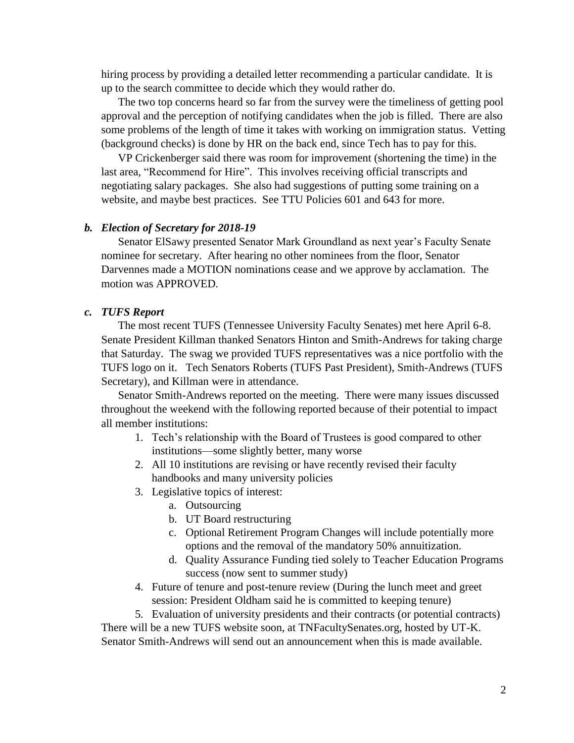hiring process by providing a detailed letter recommending a particular candidate. It is up to the search committee to decide which they would rather do.

The two top concerns heard so far from the survey were the timeliness of getting pool approval and the perception of notifying candidates when the job is filled. There are also some problems of the length of time it takes with working on immigration status. Vetting (background checks) is done by HR on the back end, since Tech has to pay for this.

VP Crickenberger said there was room for improvement (shortening the time) in the last area, "Recommend for Hire". This involves receiving official transcripts and negotiating salary packages. She also had suggestions of putting some training on a website, and maybe best practices. See TTU Policies 601 and 643 for more.

### *b. Election of Secretary for 2018-19*

Senator ElSawy presented Senator Mark Groundland as next year's Faculty Senate nominee for secretary. After hearing no other nominees from the floor, Senator Darvennes made a MOTION nominations cease and we approve by acclamation. The motion was APPROVED.

### *c. TUFS Report*

The most recent TUFS (Tennessee University Faculty Senates) met here April 6-8. Senate President Killman thanked Senators Hinton and Smith-Andrews for taking charge that Saturday. The swag we provided TUFS representatives was a nice portfolio with the TUFS logo on it. Tech Senators Roberts (TUFS Past President), Smith-Andrews (TUFS Secretary), and Killman were in attendance.

Senator Smith-Andrews reported on the meeting. There were many issues discussed throughout the weekend with the following reported because of their potential to impact all member institutions:

1. Tech's relationship with the Board of Trustees is good compared to other institutions—some slightly better, many worse
2. All 10 institutions are revising or have recently revised their faculty handbooks and many university policies
3. Legislative topics of interest:
    a. Outsourcing
    b. UT Board restructuring
    c. Optional Retirement Program Changes will include potentially more options and the removal of the mandatory 50% annuitization.
    d. Quality Assurance Funding tied solely to Teacher Education Programs success (now sent to summer study)
4. Future of tenure and post-tenure review (During the lunch meet and greet session: President Oldham said he is committed to keeping tenure)
5. Evaluation of university presidents and their contracts (or potential contracts)

There will be a new TUFS website soon, at TNFacultySenates.org, hosted by UT-K. Senator Smith-Andrews will send out an announcement when this is made available.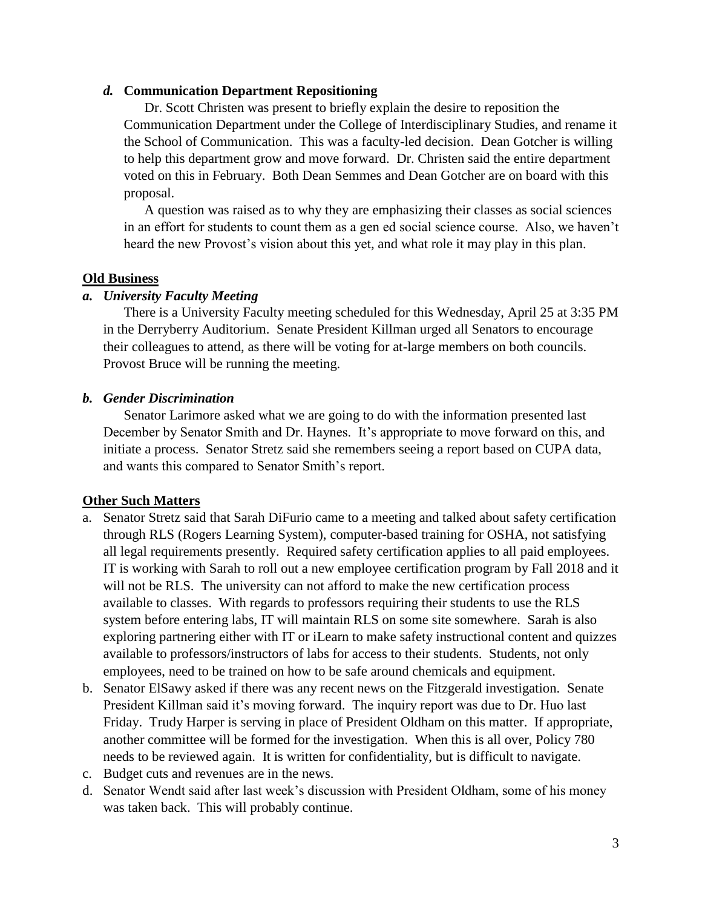### *d.* **Communication Department Repositioning**

Dr. Scott Christen was present to briefly explain the desire to reposition the Communication Department under the College of Interdisciplinary Studies, and rename it the School of Communication. This was a faculty-led decision. Dean Gotcher is willing to help this department grow and move forward. Dr. Christen said the entire department voted on this in February. Both Dean Semmes and Dean Gotcher are on board with this proposal.

A question was raised as to why they are emphasizing their classes as social sciences in an effort for students to count them as a gen ed social science course. Also, we haven't heard the new Provost's vision about this yet, and what role it may play in this plan.

## **Old Business**

### *a. University Faculty Meeting*

There is a University Faculty meeting scheduled for this Wednesday, April 25 at 3:35 PM in the Derryberry Auditorium. Senate President Killman urged all Senators to encourage their colleagues to attend, as there will be voting for at-large members on both councils. Provost Bruce will be running the meeting.

### *b. Gender Discrimination*

Senator Larimore asked what we are going to do with the information presented last December by Senator Smith and Dr. Haynes. It's appropriate to move forward on this, and initiate a process. Senator Stretz said she remembers seeing a report based on CUPA data, and wants this compared to Senator Smith's report.

## **Other Such Matters**

a. Senator Stretz said that Sarah DiFurio came to a meeting and talked about safety certification through RLS (Rogers Learning System), computer-based training for OSHA, not satisfying all legal requirements presently. Required safety certification applies to all paid employees. IT is working with Sarah to roll out a new employee certification program by Fall 2018 and it will not be RLS. The university can not afford to make the new certification process available to classes. With regards to professors requiring their students to use the RLS system before entering labs, IT will maintain RLS on some site somewhere. Sarah is also exploring partnering either with IT or iLearn to make safety instructional content and quizzes available to professors/instructors of labs for access to their students. Students, not only employees, need to be trained on how to be safe around chemicals and equipment.

b. Senator ElSawy asked if there was any recent news on the Fitzgerald investigation. Senate President Killman said it's moving forward. The inquiry report was due to Dr. Huo last Friday. Trudy Harper is serving in place of President Oldham on this matter. If appropriate, another committee will be formed for the investigation. When this is all over, Policy 780 needs to be reviewed again. It is written for confidentiality, but is difficult to navigate.

c. Budget cuts and revenues are in the news.

d. Senator Wendt said after last week's discussion with President Oldham, some of his money was taken back. This will probably continue.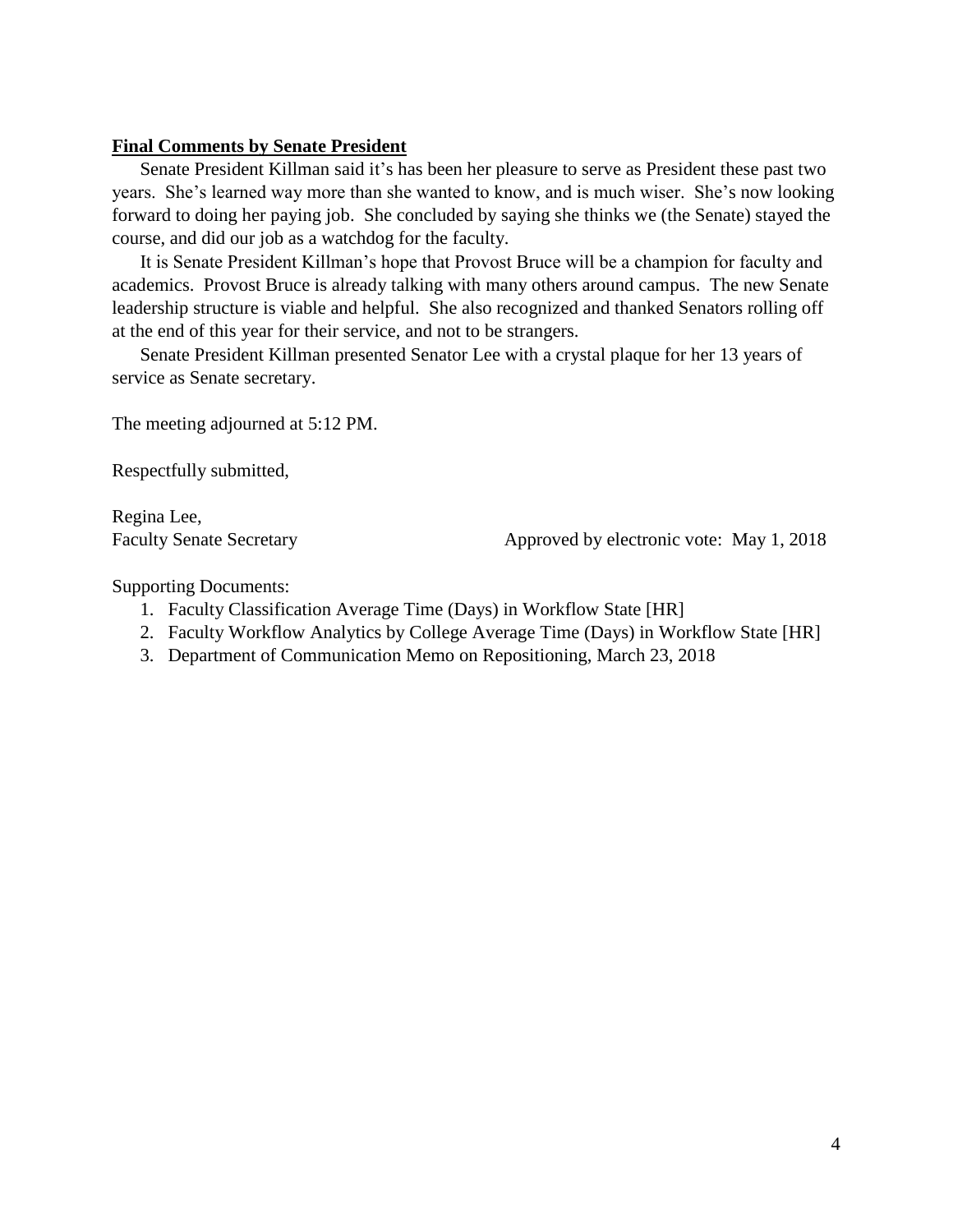**Final Comments by Senate President**

Senate President Killman said it's has been her pleasure to serve as President these past two years. She's learned way more than she wanted to know, and is much wiser. She's now looking forward to doing her paying job. She concluded by saying she thinks we (the Senate) stayed the course, and did our job as a watchdog for the faculty.

It is Senate President Killman's hope that Provost Bruce will be a champion for faculty and academics. Provost Bruce is already talking with many others around campus. The new Senate leadership structure is viable and helpful. She also recognized and thanked Senators rolling off at the end of this year for their service, and not to be strangers.

Senate President Killman presented Senator Lee with a crystal plaque for her 13 years of service as Senate secretary.

The meeting adjourned at 5:12 PM.

Respectfully submitted,

Regina Lee,
Faculty Senate Secretary

Approved by electronic vote: May 1, 2018

Supporting Documents:

1. Faculty Classification Average Time (Days) in Workflow State [HR]
2. Faculty Workflow Analytics by College Average Time (Days) in Workflow State [HR]
3. Department of Communication Memo on Repositioning, March 23, 2018